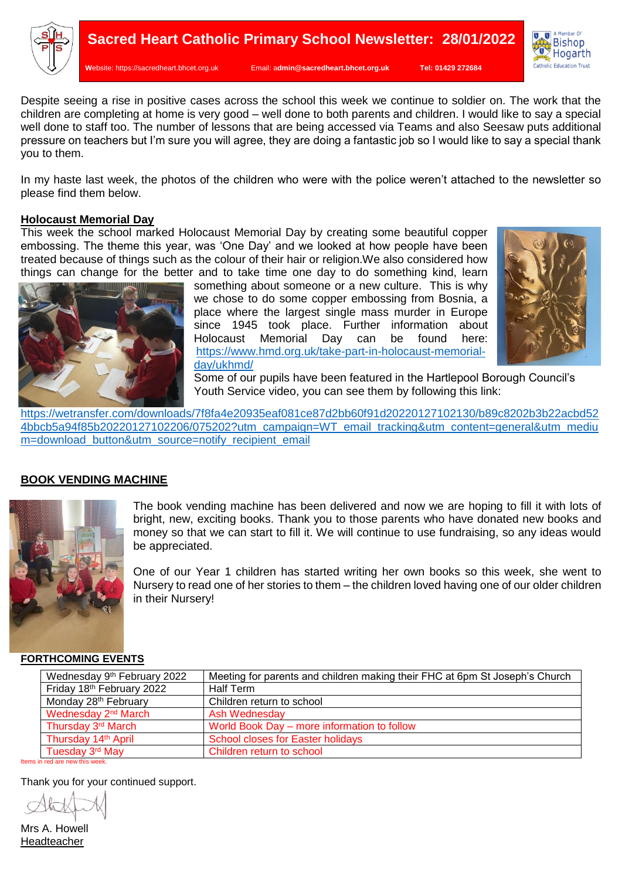# Sacred Heart Catholic Primary School Newsletter: 28/01/2022

Website: https://sacredheart.bhcet.org.uk Email: **admin@sacredheart.bhcet.org.uk** **Tel: 01429 272684**

A Member Of Bishop Hogarth Catholic Education Trust

Despite seeing a rise in positive cases across the school this week we continue to soldier on. The work that the children are completing at home is very good – well done to both parents and children. I would like to say a special well done to staff too. The number of lessons that are being accessed via Teams and also Seesaw puts additional pressure on teachers but I'm sure you will agree, they are doing a fantastic job so I would like to say a special thank you to them.

In my haste last week, the photos of the children who were with the police weren't attached to the newsletter so please find them below.

## Holocaust Memorial Day

This week the school marked Holocaust Memorial Day by creating some beautiful copper embossing. The theme this year, was 'One Day' and we looked at how people have been treated because of things such as the colour of their hair or religion.We also considered how things can change for the better and to take time one day to do something kind, learn something about someone or a new culture. This is why we chose to do some copper embossing from Bosnia, a place where the largest single mass murder in Europe since 1945 took place. Further information about Holocaust Memorial Day can be found here: https://www.hmd.org.uk/take-part-in-holocaust-memorial-day/ukhmd/

Some of our pupils have been featured in the Hartlepool Borough Council's Youth Service video, you can see them by following this link:

https://wetransfer.com/downloads/7f8fa4e20935eaf081ce87d2bb60f91d20220127102130/b89c8202b3b22acbd524bbcb5a94f85b20220127102206/075202?utm_campaign=WT_email_tracking&utm_content=general&utm_medium=download_button&utm_source=notify_recipient_email

## BOOK VENDING MACHINE

The book vending machine has been delivered and now we are hoping to fill it with lots of bright, new, exciting books. Thank you to those parents who have donated new books and money so that we can start to fill it. We will continue to use fundraising, so any ideas would be appreciated.

One of our Year 1 children has started writing her own books so this week, she went to Nursery to read one of her stories to them – the children loved having one of our older children in their Nursery!

## FORTHCOMING EVENTS

| Date | Event |
|---|---|
| Wednesday 9th February 2022 | Meeting for parents and children making their FHC at 6pm St Joseph's Church |
| Friday 18th February 2022 | Half Term |
| Monday 28th February | Children return to school |
| Wednesday 2nd March | Ash Wednesday |
| Thursday 3rd March | World Book Day – more information to follow |
| Thursday 14th April | School closes for Easter holidays |
| Tuesday 3rd May | Children return to school |

Items in red are new this week.

Thank you for your continued support.

Mrs A. Howell
Headteacher